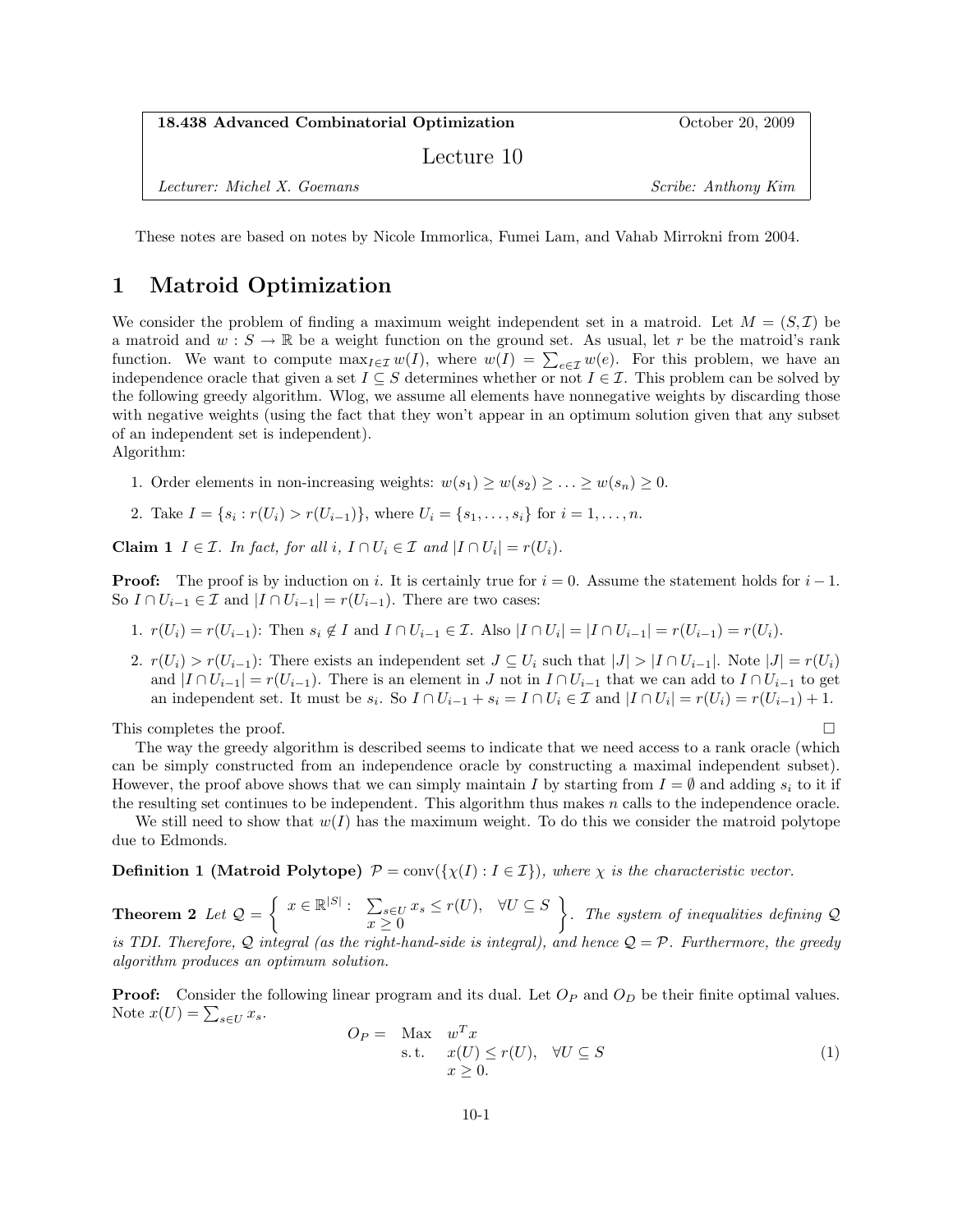**18.438 Advanced Combinatorial Optimization** October 20, 2009

Lecture 10

*Lecturer: Michel X. Goemans* *Scribe: Anthony Kim*

These notes are based on notes by Nicole Immorlica, Fumei Lam, and Vahab Mirrokni from 2004.

# 1 Matroid Optimization

We consider the problem of finding a maximum weight independent set in a matroid. Let $M = (S, \mathcal{I})$ be a matroid and $w : S \to \mathbb{R}$ be a weight function on the ground set. As usual, let $r$ be the matroid's rank function. We want to compute $\max_{I \in \mathcal{I}} w(I)$, where $w(I) = \sum_{e \in \mathcal{I}} w(e)$. For this problem, we have an independence oracle that given a set $I \subseteq S$ determines whether or not $I \in \mathcal{I}$. This problem can be solved by the following greedy algorithm. Wlog, we assume all elements have nonnegative weights by discarding those with negative weights (using the fact that they won't appear in an optimum solution given that any subset of an independent set is independent).
Algorithm:

1. Order elements in non-increasing weights: $w(s_1) \geq w(s_2) \geq \ldots \geq w(s_n) \geq 0$.
2. Take $I = \{s_i : r(U_i) > r(U_{i-1})\}$, where $U_i = \{s_1, \ldots, s_i\}$ for $i = 1, \ldots, n$.

**Claim 1** *$I \in \mathcal{I}$. In fact, for all $i$, $I \cap U_i \in \mathcal{I}$ and $|I \cap U_i| = r(U_i)$.*

**Proof:** The proof is by induction on $i$. It is certainly true for $i = 0$. Assume the statement holds for $i - 1$. So $I \cap U_{i-1} \in \mathcal{I}$ and $|I \cap U_{i-1}| = r(U_{i-1})$. There are two cases:

1. $r(U_i) = r(U_{i-1})$: Then $s_i \notin I$ and $I \cap U_{i-1} \in \mathcal{I}$. Also $|I \cap U_i| = |I \cap U_{i-1}| = r(U_{i-1}) = r(U_i)$.
2. $r(U_i) > r(U_{i-1})$: There exists an independent set $J \subseteq U_i$ such that $|J| > |I \cap U_{i-1}|$. Note $|J| = r(U_i)$ and $|I \cap U_{i-1}| = r(U_{i-1})$. There is an element in $J$ not in $I \cap U_{i-1}$ that we can add to $I \cap U_{i-1}$ to get an independent set. It must be $s_i$. So $I \cap U_{i-1} + s_i = I \cap U_i \in \mathcal{I}$ and $|I \cap U_i| = r(U_i) = r(U_{i-1}) + 1$.

This completes the proof. $\square$

The way the greedy algorithm is described seems to indicate that we need access to a rank oracle (which can be simply constructed from an independence oracle by constructing a maximal independent subset). However, the proof above shows that we can simply maintain $I$ by starting from $I = \emptyset$ and adding $s_i$ to it if the resulting set continues to be independent. This algorithm thus makes $n$ calls to the independence oracle.

We still need to show that $w(I)$ has the maximum weight. To do this we consider the matroid polytope due to Edmonds.

**Definition 1 (Matroid Polytope)** *$\mathcal{P} = \text{conv}(\{\chi(I) : I \in \mathcal{I}\})$, where $\chi$ is the characteristic vector.*

**Theorem 2** *Let $\mathcal{Q} = \left\{ x \in \mathbb{R}^{|S|} : \begin{array}{l} \sum_{s \in U} x_s \leq r(U), \quad \forall U \subseteq S \\ x \geq 0 \end{array} \right\}$. The system of inequalities defining $\mathcal{Q}$ is TDI. Therefore, $\mathcal{Q}$ integral (as the right-hand-side is integral), and hence $\mathcal{Q} = \mathcal{P}$. Furthermore, the greedy algorithm produces an optimum solution.*

**Proof:** Consider the following linear program and its dual. Let $O_P$ and $O_D$ be their finite optimal values. Note $x(U) = \sum_{s \in U} x_s$.

$$O_P = \begin{array}{ll} \text{Max} & w^T x \\ \text{s.t.} & x(U) \leq r(U), \quad \forall U \subseteq S \\ & x \geq 0. \end{array} \tag{1}$$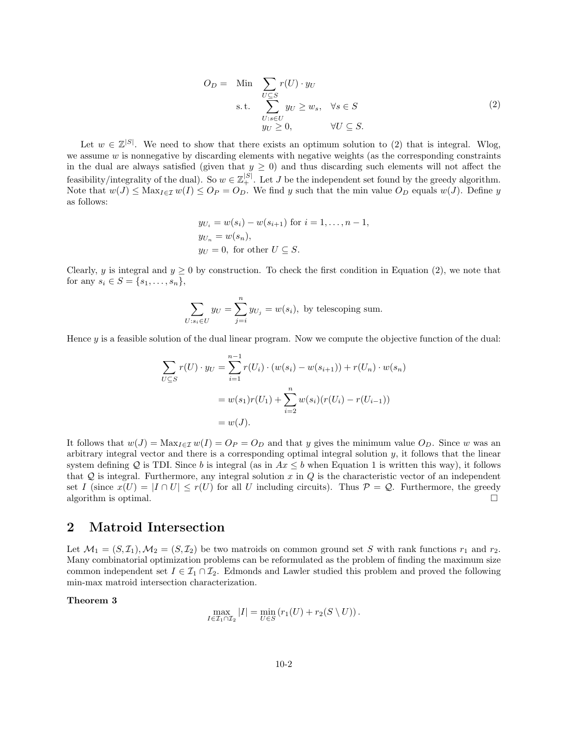$$
\begin{aligned}
O_D = \quad & \text{Min} \quad \sum_{U \subseteq S} r(U) \cdot y_U \\
& \text{s.t.} \quad \sum_{U : s \in U} y_U \geq w_s, \quad \forall s \in S \\
& \qquad\; y_U \geq 0, \qquad\qquad \forall U \subseteq S.
\end{aligned}
\tag{2}
$$

Let $w \in \mathbb{Z}^{|S|}$. We need to show that there exists an optimum solution to (2) that is integral. Wlog, we assume $w$ is nonnegative by discarding elements with negative weights (as the corresponding constraints in the dual are always satisfied (given that $y \geq 0$) and thus discarding such elements will not affect the feasibility/integrality of the dual). So $w \in \mathbb{Z}_+^{|S|}$. Let $J$ be the independent set found by the greedy algorithm. Note that $w(J) \leq \text{Max}_{I \in \mathcal{I}} w(I) \leq O_P = O_D$. We find $y$ such that the min value $O_D$ equals $w(J)$. Define $y$ as follows:

$$
\begin{aligned}
& y_{U_i} = w(s_i) - w(s_{i+1}) \text{ for } i = 1, \ldots, n-1, \\
& y_{U_n} = w(s_n), \\
& y_U = 0, \text{ for other } U \subseteq S.
\end{aligned}
$$

Clearly, $y$ is integral and $y \geq 0$ by construction. To check the first condition in Equation (2), we note that for any $s_i \in S = \{s_1, \ldots, s_n\}$,

$$
\sum_{U : s_i \in U} y_U = \sum_{j=i}^{n} y_{U_j} = w(s_i), \text{ by telescoping sum.}
$$

Hence $y$ is a feasible solution of the dual linear program. Now we compute the objective function of the dual:

$$
\begin{aligned}
\sum_{U \subseteq S} r(U) \cdot y_U &= \sum_{i=1}^{n-1} r(U_i) \cdot (w(s_i) - w(s_{i+1})) + r(U_n) \cdot w(s_n) \\
&= w(s_1) r(U_1) + \sum_{i=2}^{n} w(s_i)(r(U_i) - r(U_{i-1})) \\
&= w(J).
\end{aligned}
$$

It follows that $w(J) = \text{Max}_{I \in \mathcal{I}} w(I) = O_P = O_D$ and that $y$ gives the minimum value $O_D$. Since $w$ was an arbitrary integral vector and there is a corresponding optimal integral solution $y$, it follows that the linear system defining $\mathcal{Q}$ is TDI. Since $b$ is integral (as in $Ax \leq b$ when Equation 1 is written this way), it follows that $\mathcal{Q}$ is integral. Furthermore, any integral solution $x$ in $Q$ is the characteristic vector of an independent set $I$ (since $x(U) = |I \cap U| \leq r(U)$ for all $U$ including circuits). Thus $\mathcal{P} = \mathcal{Q}$. Furthermore, the greedy algorithm is optimal. $\square$

## 2 Matroid Intersection

Let $\mathcal{M}_1 = (S, \mathcal{I}_1), \mathcal{M}_2 = (S, \mathcal{I}_2)$ be two matroids on common ground set $S$ with rank functions $r_1$ and $r_2$. Many combinatorial optimization problems can be reformulated as the problem of finding the maximum size common independent set $I \in \mathcal{I}_1 \cap \mathcal{I}_2$. Edmonds and Lawler studied this problem and proved the following min-max matroid intersection characterization.

**Theorem 3**

$$
\max_{I \in \mathcal{I}_1 \cap \mathcal{I}_2} |I| = \min_{U \in S} \left( r_1(U) + r_2(S \setminus U) \right).
$$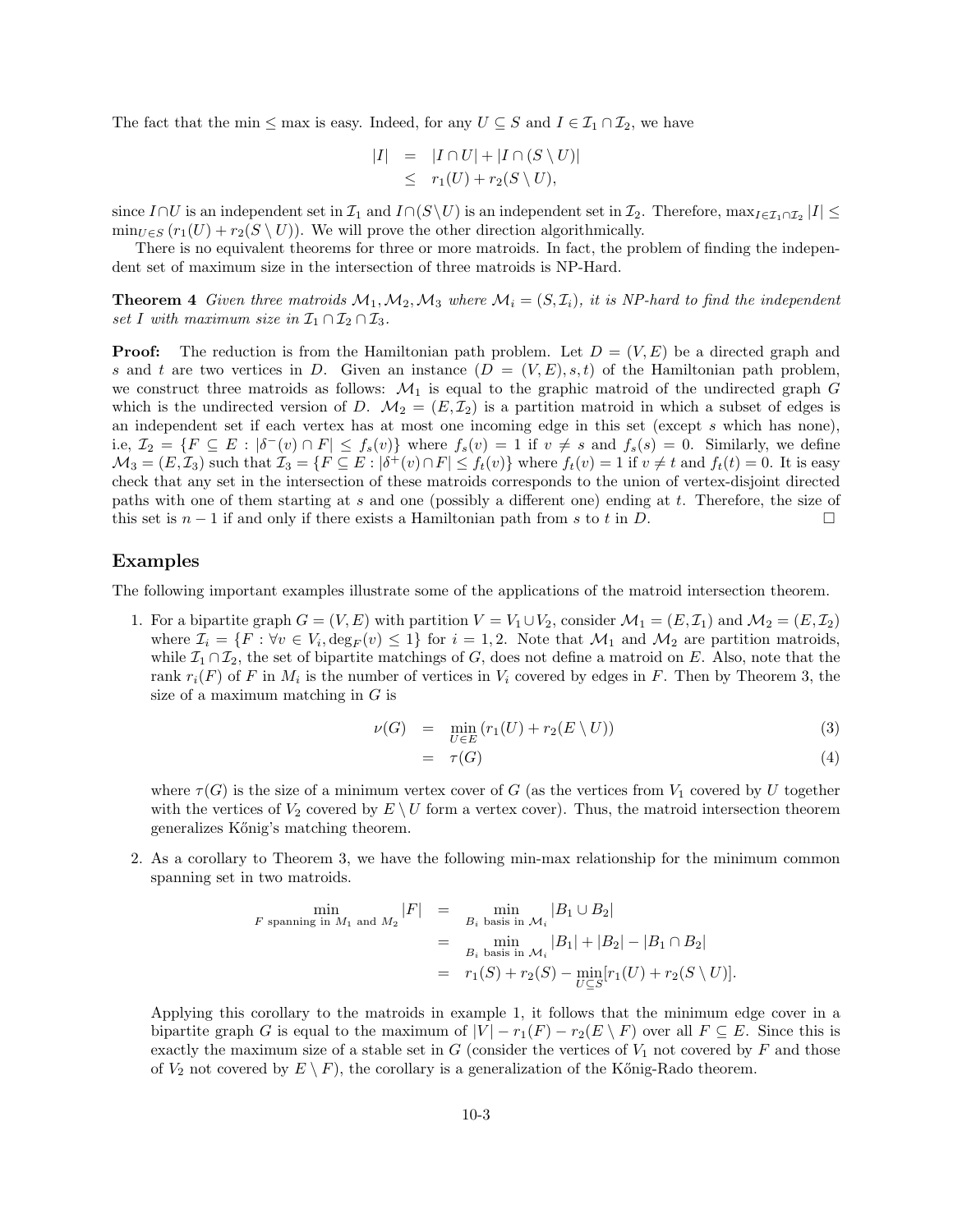The fact that the min $\leq$ max is easy. Indeed, for any $U \subseteq S$ and $I \in \mathcal{I}_1 \cap \mathcal{I}_2$, we have

$$\begin{aligned} |I| &= |I \cap U| + |I \cap (S \setminus U)| \\ &\leq r_1(U) + r_2(S \setminus U), \end{aligned}$$

since $I \cap U$ is an independent set in $\mathcal{I}_1$ and $I \cap (S \setminus U)$ is an independent set in $\mathcal{I}_2$. Therefore, $\max_{I \in \mathcal{I}_1 \cap \mathcal{I}_2} |I| \leq \min_{U \in S} (r_1(U) + r_2(S \setminus U))$. We will prove the other direction algorithmically.

There is no equivalent theorems for three or more matroids. In fact, the problem of finding the independent set of maximum size in the intersection of three matroids is NP-Hard.

**Theorem 4** *Given three matroids $\mathcal{M}_1, \mathcal{M}_2, \mathcal{M}_3$ where $\mathcal{M}_i = (S, \mathcal{I}_i)$, it is NP-hard to find the independent set $I$ with maximum size in $\mathcal{I}_1 \cap \mathcal{I}_2 \cap \mathcal{I}_3$.*

**Proof:** The reduction is from the Hamiltonian path problem. Let $D = (V, E)$ be a directed graph and $s$ and $t$ are two vertices in $D$. Given an instance $(D = (V, E), s, t)$ of the Hamiltonian path problem, we construct three matroids as follows: $\mathcal{M}_1$ is equal to the graphic matroid of the undirected graph $G$ which is the undirected version of $D$. $\mathcal{M}_2 = (E, \mathcal{I}_2)$ is a partition matroid in which a subset of edges is an independent set if each vertex has at most one incoming edge in this set (except $s$ which has none), i.e, $\mathcal{I}_2 = \{F \subseteq E : |\delta^-(v) \cap F| \leq f_s(v)\}$ where $f_s(v) = 1$ if $v \neq s$ and $f_s(s) = 0$. Similarly, we define $\mathcal{M}_3 = (E, \mathcal{I}_3)$ such that $\mathcal{I}_3 = \{F \subseteq E : |\delta^+(v) \cap F| \leq f_t(v)\}$ where $f_t(v) = 1$ if $v \neq t$ and $f_t(t) = 0$. It is easy check that any set in the intersection of these matroids corresponds to the union of vertex-disjoint directed paths with one of them starting at $s$ and one (possibly a different one) ending at $t$. Therefore, the size of this set is $n - 1$ if and only if there exists a Hamiltonian path from $s$ to $t$ in $D$. $\square$

## Examples

The following important examples illustrate some of the applications of the matroid intersection theorem.

1. For a bipartite graph $G = (V, E)$ with partition $V = V_1 \cup V_2$, consider $\mathcal{M}_1 = (E, \mathcal{I}_1)$ and $\mathcal{M}_2 = (E, \mathcal{I}_2)$ where $\mathcal{I}_i = \{F : \forall v \in V_i, \deg_F(v) \leq 1\}$ for $i = 1, 2$. Note that $\mathcal{M}_1$ and $\mathcal{M}_2$ are partition matroids, while $\mathcal{I}_1 \cap \mathcal{I}_2$, the set of bipartite matchings of $G$, does not define a matroid on $E$. Also, note that the rank $r_i(F)$ of $F$ in $M_i$ is the number of vertices in $V_i$ covered by edges in $F$. Then by Theorem 3, the size of a maximum matching in $G$ is

$$\begin{aligned} \nu(G) &= \min_{U \in E} (r_1(U) + r_2(E \setminus U)) & (3) \\ &= \tau(G) & (4) \end{aligned}$$

   where $\tau(G)$ is the size of a minimum vertex cover of $G$ (as the vertices from $V_1$ covered by $U$ together with the vertices of $V_2$ covered by $E \setminus U$ form a vertex cover). Thus, the matroid intersection theorem generalizes Kőnig's matching theorem.

2. As a corollary to Theorem 3, we have the following min-max relationship for the minimum common spanning set in two matroids.

$$\begin{aligned} \min_{F \text{ spanning in } M_1 \text{ and } M_2} |F| &= \min_{B_i \text{ basis in } \mathcal{M}_i} |B_1 \cup B_2| \\ &= \min_{B_i \text{ basis in } \mathcal{M}_i} |B_1| + |B_2| - |B_1 \cap B_2| \\ &= r_1(S) + r_2(S) - \min_{U \subseteq S} [r_1(U) + r_2(S \setminus U)]. \end{aligned}$$

   Applying this corollary to the matroids in example 1, it follows that the minimum edge cover in a bipartite graph $G$ is equal to the maximum of $|V| - r_1(F) - r_2(E \setminus F)$ over all $F \subseteq E$. Since this is exactly the maximum size of a stable set in $G$ (consider the vertices of $V_1$ not covered by $F$ and those of $V_2$ not covered by $E \setminus F$), the corollary is a generalization of the Kőnig-Rado theorem.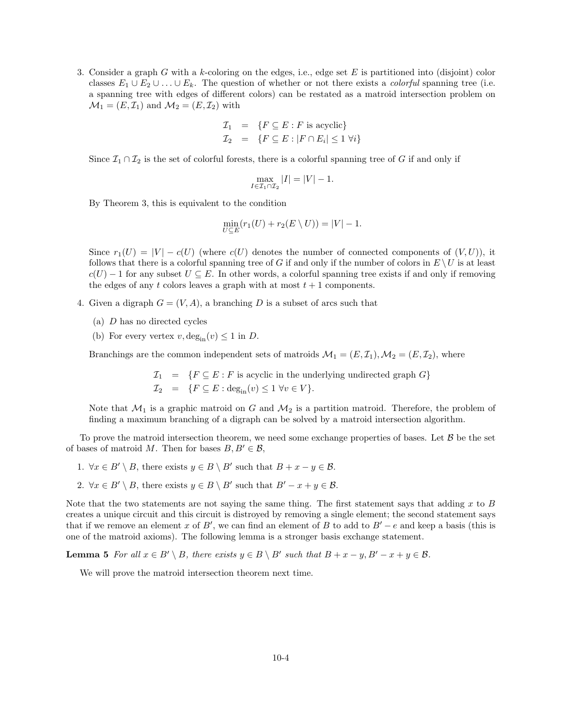3. Consider a graph $G$ with a $k$-coloring on the edges, i.e., edge set $E$ is partitioned into (disjoint) color classes $E_1 \cup E_2 \cup \ldots \cup E_k$. The question of whether or not there exists a *colorful* spanning tree (i.e. a spanning tree with edges of different colors) can be restated as a matroid intersection problem on $\mathcal{M}_1 = (E, \mathcal{I}_1)$ and $\mathcal{M}_2 = (E, \mathcal{I}_2)$ with

$$\begin{aligned} \mathcal{I}_1 &= \{F \subseteq E : F \text{ is acyclic}\} \\ \mathcal{I}_2 &= \{F \subseteq E : |F \cap E_i| \leq 1 \ \forall i\} \end{aligned}$$

Since $\mathcal{I}_1 \cap \mathcal{I}_2$ is the set of colorful forests, there is a colorful spanning tree of $G$ if and only if

$$\max_{I \in \mathcal{I}_1 \cap \mathcal{I}_2} |I| = |V| - 1.$$

By Theorem 3, this is equivalent to the condition

$$\min_{U \subseteq E} (r_1(U) + r_2(E \setminus U)) = |V| - 1.$$

Since $r_1(U) = |V| - c(U)$ (where $c(U)$ denotes the number of connected components of $(V, U)$), it follows that there is a colorful spanning tree of $G$ if and only if the number of colors in $E \setminus U$ is at least $c(U) - 1$ for any subset $U \subseteq E$. In other words, a colorful spanning tree exists if and only if removing the edges of any $t$ colors leaves a graph with at most $t + 1$ components.

4. Given a digraph $G = (V, A)$, a branching $D$ is a subset of arcs such that

   (a) $D$ has no directed cycles

   (b) For every vertex $v, \deg_{\text{in}}(v) \leq 1$ in $D$.

   Branchings are the common independent sets of matroids $\mathcal{M}_1 = (E, \mathcal{I}_1), \mathcal{M}_2 = (E, \mathcal{I}_2)$, where

$$\begin{aligned} \mathcal{I}_1 &= \{F \subseteq E : F \text{ is acyclic in the underlying undirected graph } G\} \\ \mathcal{I}_2 &= \{F \subseteq E : \deg_{\text{in}}(v) \leq 1 \ \forall v \in V\}. \end{aligned}$$

   Note that $\mathcal{M}_1$ is a graphic matroid on $G$ and $\mathcal{M}_2$ is a partition matroid. Therefore, the problem of finding a maximum branching of a digraph can be solved by a matroid intersection algorithm.

To prove the matroid intersection theorem, we need some exchange properties of bases. Let $\mathcal{B}$ be the set of bases of matroid $M$. Then for bases $B, B' \in \mathcal{B}$,

1. $\forall x \in B' \setminus B$, there exists $y \in B \setminus B'$ such that $B + x - y \in \mathcal{B}$.
2. $\forall x \in B' \setminus B$, there exists $y \in B \setminus B'$ such that $B' - x + y \in \mathcal{B}$.

Note that the two statements are not saying the same thing. The first statement says that adding $x$ to $B$ creates a unique circuit and this circuit is distroyed by removing a single element; the second statement says that if we remove an element $x$ of $B'$, we can find an element of $B$ to add to $B' - e$ and keep a basis (this is one of the matroid axioms). The following lemma is a stronger basis exchange statement.

**Lemma 5** *For all $x \in B' \setminus B$, there exists $y \in B \setminus B'$ such that $B + x - y, B' - x + y \in \mathcal{B}$.*

We will prove the matroid intersection theorem next time.